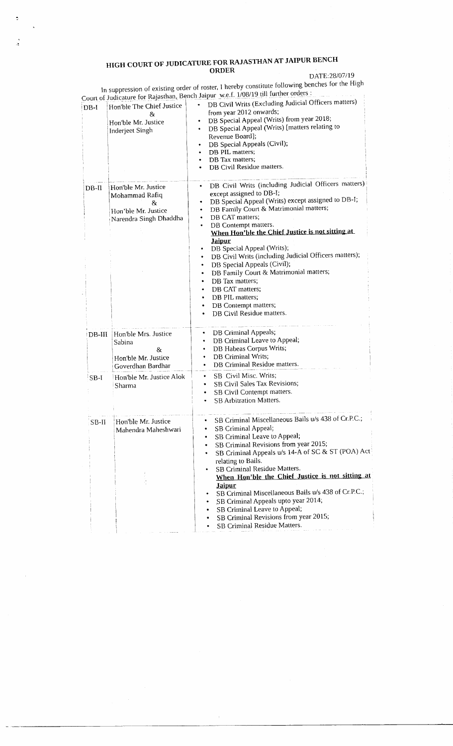# HIGH COURT OF JUDICATURE FOR RAJASTHAN AT JAIPUR BENCH

## ORDER

DATE:28/07/19

In suppression of existing order of roster, I hereby constitute following benches for the High Court of Judicature for Rajasthan, Bench Jaipur w.e.f. 1/08/19 till further orders :

| Bench | Judges | Matters |
|---|---|---|
| DB-I | Hon'ble The Chief Justice & Hon'ble Mr. Justice Inderjeet Singh | • DB Civil Writs (Excluding Judicial Officers matters) from year 2012 onwards; <br> • DB Special Appeal (Writs) from year 2018; <br> • DB Special Appeal (Writs) [matters relating to Revenue Board]; <br> • DB Special Appeals (Civil); <br> • DB PIL matters; <br> • DB Tax matters; <br> • DB Civil Residue matters. |
| DB-II | Hon'ble Mr. Justice Mohammad Rafiq & Hon'ble Mr. Justice Narendra Singh Dhaddha | • DB Civil Writs (including Judicial Officers matters) except assigned to DB-I; <br> • DB Special Appeal (Writs) except assigned to DB-I; <br> • DB Family Court & Matrimonial matters; <br> • DB CAT matters; <br> • DB Contempt matters. <br> **When Hon'ble the Chief Justice is not sitting at Jaipur** <br> • DB Special Appeal (Writs); <br> • DB Civil Writs (including Judicial Officers matters); <br> • DB Special Appeals (Civil); <br> • DB Family Court & Matrimonial matters; <br> • DB Tax matters; <br> • DB CAT matters; <br> • DB PIL matters; <br> • DB Contempt matters; <br> • DB Civil Residue matters. |
| DB-III | Hon'ble Mrs. Justice Sabina & Hon'ble Mr. Justice Goverdhan Bardhar | • DB Criminal Appeals; <br> • DB Criminal Leave to Appeal; <br> • DB Habeas Corpus Writs; <br> • DB Criminal Writs; <br> • DB Criminal Residue matters. |
| SB-I | Hon'ble Mr. Justice Alok Sharma | • SB Civil Misc. Writs; <br> • SB Civil Sales Tax Revisions; <br> • SB Civil Contempt matters. <br> • SB Arbitration Matters. |
| SB-II | Hon'ble Mr. Justice Mahendra Maheshwari | • SB Criminal Miscellaneous Bails u/s 438 of Cr.P.C.; <br> • SB Criminal Appeal; <br> • SB Criminal Leave to Appeal; <br> • SB Criminal Revisions from year 2015; <br> • SB Criminal Appeals u/s 14-A of SC & ST (POA) Act relating to Bails. <br> • SB Criminal Residue Matters. <br> **When Hon'ble the Chief Justice is not sitting at Jaipur** <br> • SB Criminal Miscellaneous Bails u/s 438 of Cr.P.C.; <br> • SB Criminal Appeals upto year 2014; <br> • SB Criminal Leave to Appeal; <br> • SB Criminal Revisions from year 2015; <br> • SB Criminal Residue Matters. |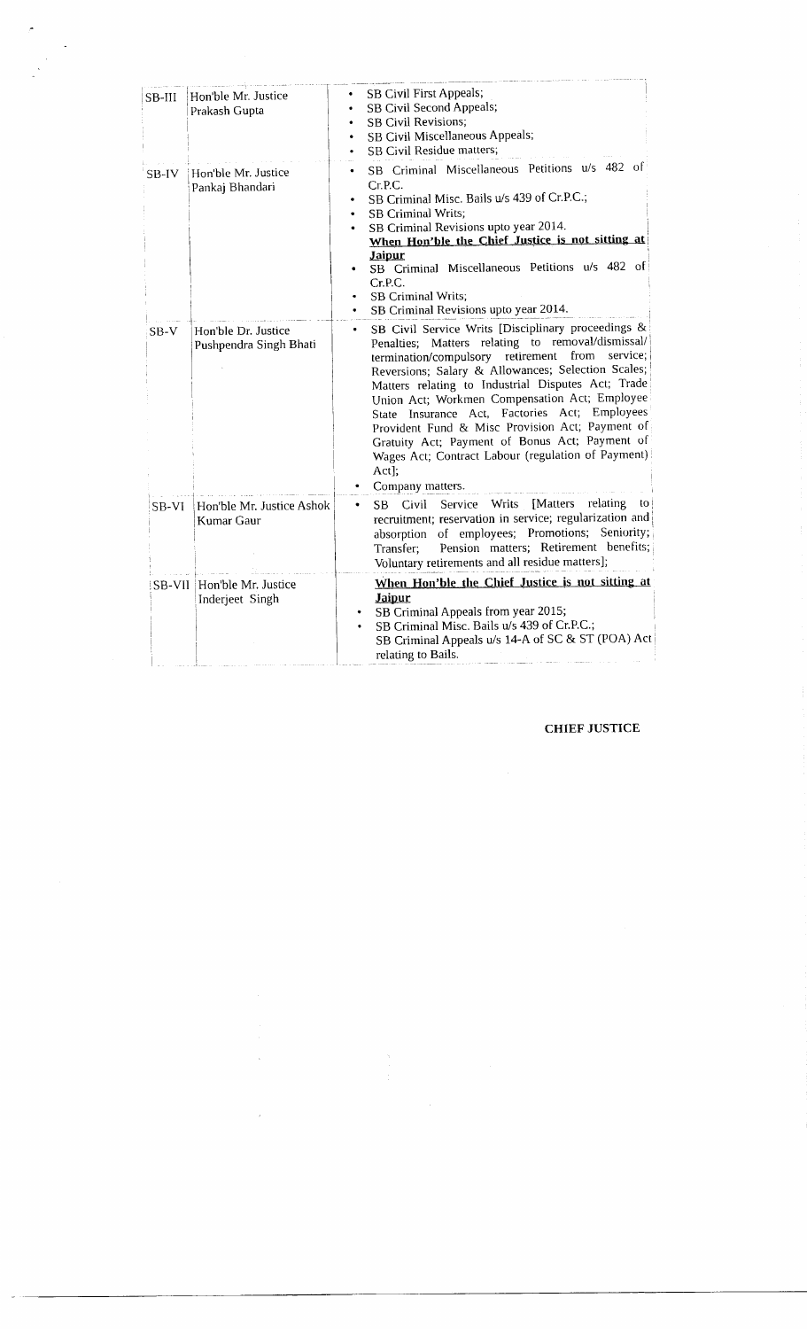| | | |
|---|---|---|
| SB-III | Hon'ble Mr. Justice Prakash Gupta | • SB Civil First Appeals;<br>• SB Civil Second Appeals;<br>• SB Civil Revisions;<br>• SB Civil Miscellaneous Appeals;<br>• SB Civil Residue matters; |
| SB-IV | Hon'ble Mr. Justice Pankaj Bhandari | • SB Criminal Miscellaneous Petitions u/s 482 of Cr.P.C.<br>• SB Criminal Misc. Bails u/s 439 of Cr.P.C.;<br>• SB Criminal Writs;<br>• SB Criminal Revisions upto year 2014.<br>**When Hon'ble the Chief Justice is not sitting at Jaipur**<br>• SB Criminal Miscellaneous Petitions u/s 482 of Cr.P.C.<br>• SB Criminal Writs;<br>• SB Criminal Revisions upto year 2014. |
| SB-V | Hon'ble Dr. Justice Pushpendra Singh Bhati | • SB Civil Service Writs [Disciplinary proceedings & Penalties; Matters relating to removal/dismissal/ termination/compulsory retirement from service; Reversions; Salary & Allowances; Selection Scales; Matters relating to Industrial Disputes Act; Trade Union Act; Workmen Compensation Act; Employee State Insurance Act, Factories Act; Employees Provident Fund & Misc Provision Act; Payment of Gratuity Act; Payment of Bonus Act; Payment of Wages Act; Contract Labour (regulation of Payment) Act];<br>• Company matters. |
| SB-VI | Hon'ble Mr. Justice Ashok Kumar Gaur | • SB Civil Service Writs [Matters relating to recruitment; reservation in service; regularization and absorption of employees; Promotions; Seniority; Transfer; Pension matters; Retirement benefits; Voluntary retirements and all residue matters]; |
| SB-VII | Hon'ble Mr. Justice Inderjeet Singh | **When Hon'ble the Chief Justice is not sitting at Jaipur**<br>• SB Criminal Appeals from year 2015;<br>• SB Criminal Misc. Bails u/s 439 of Cr.P.C.;<br>SB Criminal Appeals u/s 14-A of SC & ST (POA) Act relating to Bails. |

**CHIEF JUSTICE**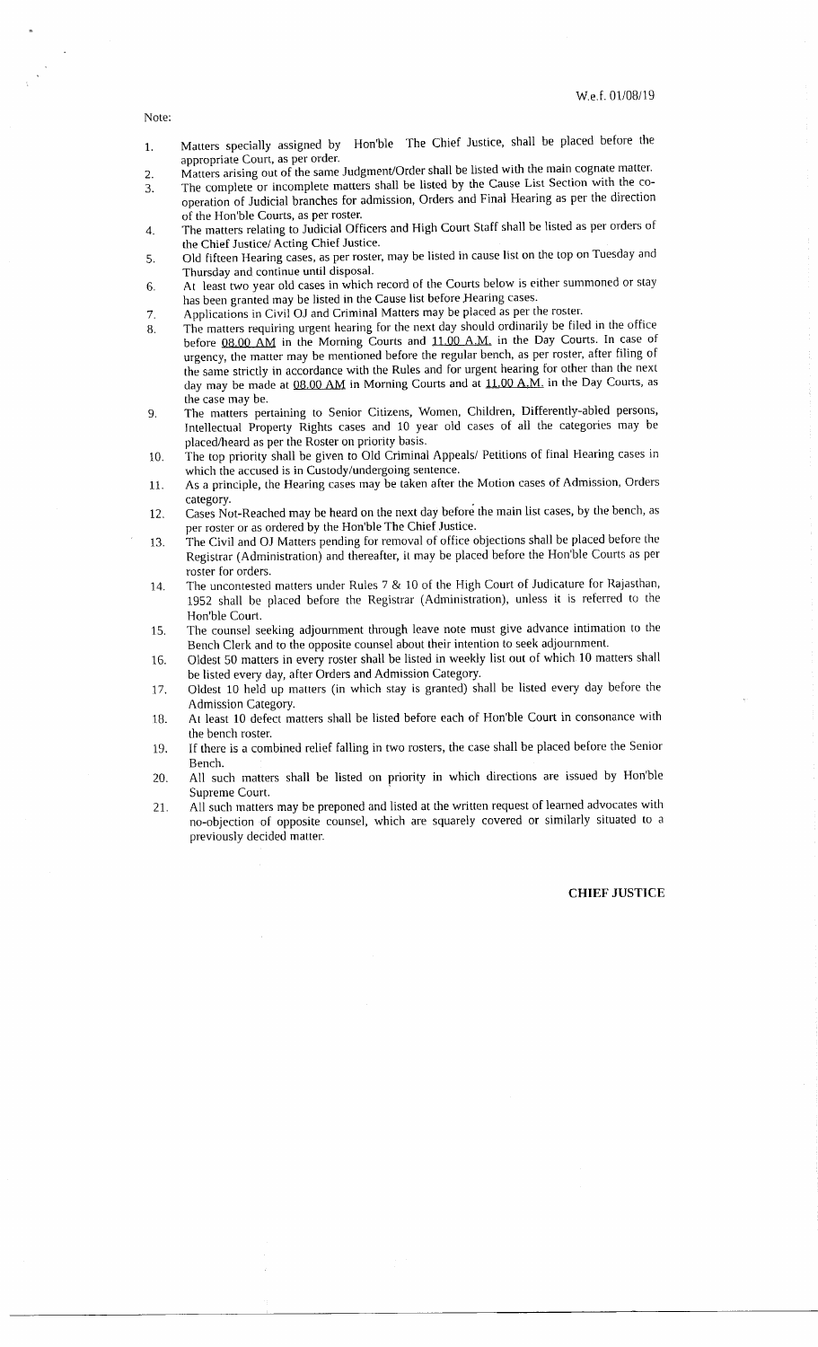W.e.f. 01/08/19

Note:

1. Matters specially assigned by Hon'ble The Chief Justice, shall be placed before the appropriate Court, as per order.
2. Matters arising out of the same Judgment/Order shall be listed with the main cognate matter.
3. The complete or incomplete matters shall be listed by the Cause List Section with the co-operation of Judicial branches for admission, Orders and Final Hearing as per the direction of the Hon'ble Courts, as per roster.
4. The matters relating to Judicial Officers and High Court Staff shall be listed as per orders of the Chief Justice/ Acting Chief Justice.
5. Old fifteen Hearing cases, as per roster, may be listed in cause list on the top on Tuesday and Thursday and continue until disposal.
6. At least two year old cases in which record of the Courts below is either summoned or stay has been granted may be listed in the Cause list before Hearing cases.
7. Applications in Civil OJ and Criminal Matters may be placed as per the roster.
8. The matters requiring urgent hearing for the next day should ordinarily be filed in the office before <u>08.00 AM</u> in the Morning Courts and <u>11.00 A.M.</u> in the Day Courts. In case of urgency, the matter may be mentioned before the regular bench, as per roster, after filing of the same strictly in accordance with the Rules and for urgent hearing for other than the next day may be made at <u>08.00 AM</u> in Morning Courts and at <u>11.00 A.M.</u> in the Day Courts, as the case may be.
9. The matters pertaining to Senior Citizens, Women, Children, Differently-abled persons, Intellectual Property Rights cases and 10 year old cases of all the categories may be placed/heard as per the Roster on priority basis.
10. The top priority shall be given to Old Criminal Appeals/ Petitions of final Hearing cases in which the accused is in Custody/undergoing sentence.
11. As a principle, the Hearing cases may be taken after the Motion cases of Admission, Orders category.
12. Cases Not-Reached may be heard on the next day before the main list cases, by the bench, as per roster or as ordered by the Hon'ble The Chief Justice.
13. The Civil and OJ Matters pending for removal of office objections shall be placed before the Registrar (Administration) and thereafter, it may be placed before the Hon'ble Courts as per roster for orders.
14. The uncontested matters under Rules 7 & 10 of the High Court of Judicature for Rajasthan, 1952 shall be placed before the Registrar (Administration), unless it is referred to the Hon'ble Court.
15. The counsel seeking adjournment through leave note must give advance intimation to the Bench Clerk and to the opposite counsel about their intention to seek adjournment.
16. Oldest 50 matters in every roster shall be listed in weekly list out of which 10 matters shall be listed every day, after Orders and Admission Category.
17. Oldest 10 held up matters (in which stay is granted) shall be listed every day before the Admission Category.
18. At least 10 defect matters shall be listed before each of Hon'ble Court in consonance with the bench roster.
19. If there is a combined relief falling in two rosters, the case shall be placed before the Senior Bench.
20. All such matters shall be listed on priority in which directions are issued by Hon'ble Supreme Court.
21. All such matters may be preponed and listed at the written request of learned advocates with no-objection of opposite counsel, which are squarely covered or similarly situated to a previously decided matter.

**CHIEF JUSTICE**